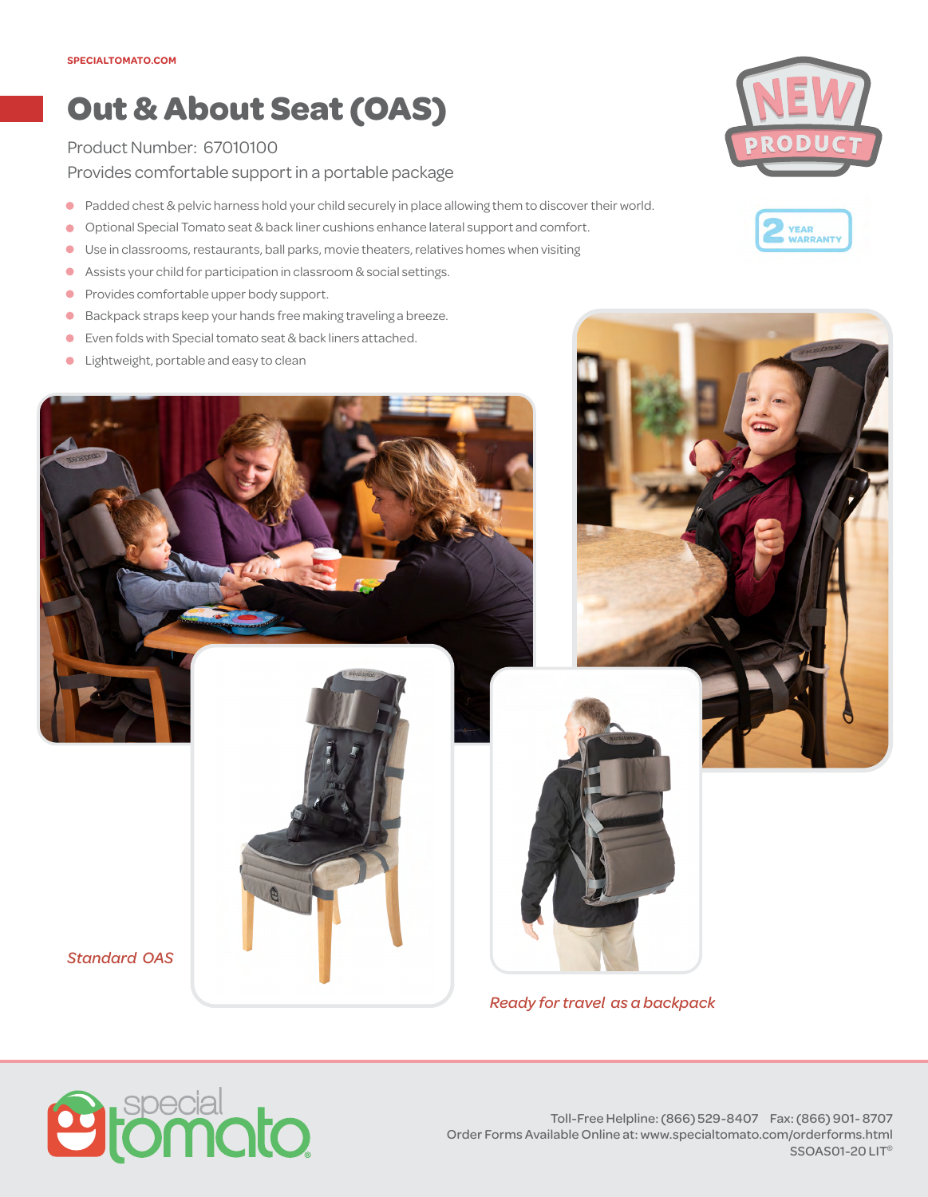SPECIALTOMATO.COM

# Out & About Seat (OAS)

Product Number: 67010100

Provides comfortable support in a portable package

- Padded chest & pelvic harness hold your child securely in place allowing them to discover their world.
- Optional Special Tomato seat & back liner cushions enhance lateral support and comfort.
- Use in classrooms, restaurants, ball parks, movie theaters, relatives homes when visiting
- Assists your child for participation in classroom & social settings.
- Provides comfortable upper body support.
- Backpack straps keep your hands free making traveling a breeze.
- Even folds with Special tomato seat & back liners attached.
- Lightweight, portable and easy to clean

NEW PRODUCT

2 YEAR WARRANTY

*Standard OAS*

*Ready for travel as a backpack*

special tomato

Toll-Free Helpline: (866) 529-8407 Fax: (866) 901- 8707
Order Forms Available Online at: www.specialtomato.com/orderforms.html
SSOAS01-20 LIT©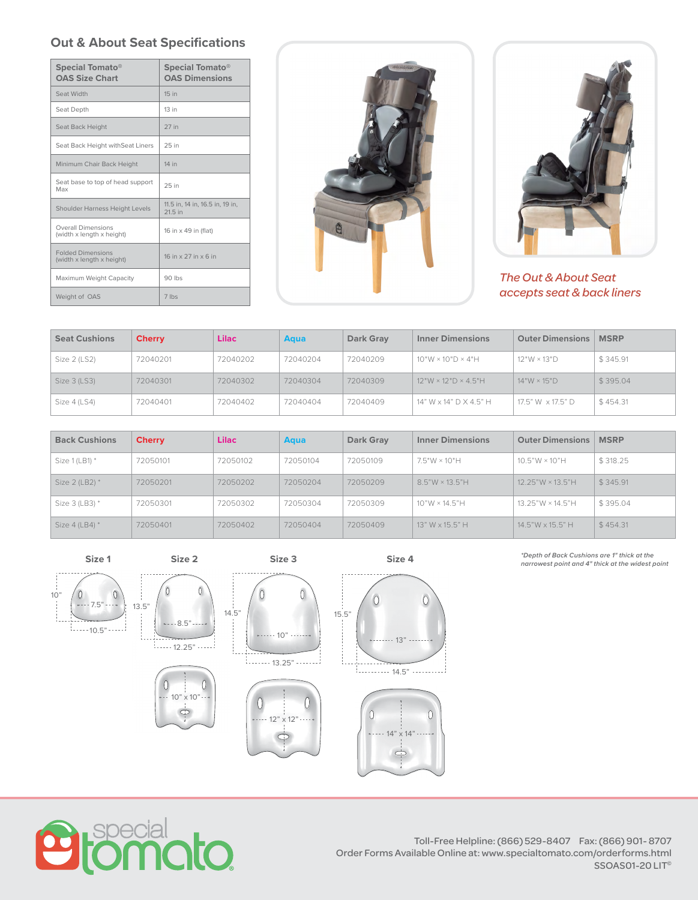## Out & About Seat Specifications

| Special Tomato® OAS Size Chart | Special Tomato® OAS Dimensions |
|---|---|
| Seat Width | 15 in |
| Seat Depth | 13 in |
| Seat Back Height | 27 in |
| Seat Back Height withSeat Liners | 25 in |
| Minimum Chair Back Height | 14 in |
| Seat base to top of head support Max | 25 in |
| Shoulder Harness Height Levels | 11.5 in, 14 in, 16.5 in, 19 in, 21.5 in |
| Overall Dimensions (width x length x height) | 16 in x 49 in (flat) |
| Folded Dimensions (width x length x height) | 16 in x 27 in x 6 in |
| Maximum Weight Capacity | 90 lbs |
| Weight of OAS | 7 lbs |

*The Out & About Seat accepts seat & back liners*

| Seat Cushions | Cherry | Lilac | Aqua | Dark Gray | Inner Dimensions | Outer Dimensions | MSRP |
|---|---|---|---|---|---|---|---|
| Size 2 (LS2) | 72040201 | 72040202 | 72040204 | 72040209 | 10"W × 10"D × 4"H | 12"W × 13"D | $ 345.91 |
| Size 3 (LS3) | 72040301 | 72040302 | 72040304 | 72040309 | 12"W × 12"D × 4.5"H | 14"W × 15"D | $ 395.04 |
| Size 4 (LS4) | 72040401 | 72040402 | 72040404 | 72040409 | 14" W x 14" D X 4.5" H | 17.5" W x 17.5" D | $ 454.31 |

| Back Cushions | Cherry | Lilac | Aqua | Dark Gray | Inner Dimensions | Outer Dimensions | MSRP |
|---|---|---|---|---|---|---|---|
| Size 1 (LB1) * | 72050101 | 72050102 | 72050104 | 72050109 | 7.5"W × 10"H | 10.5"W × 10"H | $ 318.25 |
| Size 2 (LB2) * | 72050201 | 72050202 | 72050204 | 72050209 | 8.5"W × 13.5"H | 12.25"W × 13.5"H | $ 345.91 |
| Size 3 (LB3) * | 72050301 | 72050302 | 72050304 | 72050309 | 10"W × 14.5"H | 13.25"W × 14.5"H | $ 395.04 |
| Size 4 (LB4) * | 72050401 | 72050402 | 72050404 | 72050409 | 13" W x 15.5" H | 14.5"W x 15.5" H | $ 454.31 |

Size 1
10"
7.5"
10.5"

Size 2
13.5"
8.5"
12.25"
10" x 10"

Size 3
14.5"
10"
13.25"
12" x 12"

Size 4
15.5"
13"
14.5"
14" x 14"

*\*Depth of Back Cushions are 1" thick at the narrowest point and 4" thick at the widest point*

special tomato®

Toll-Free Helpline: (866) 529-8407 Fax: (866) 901- 8707
Order Forms Available Online at: www.specialtomato.com/orderforms.html
SSOAS01-20 LIT©